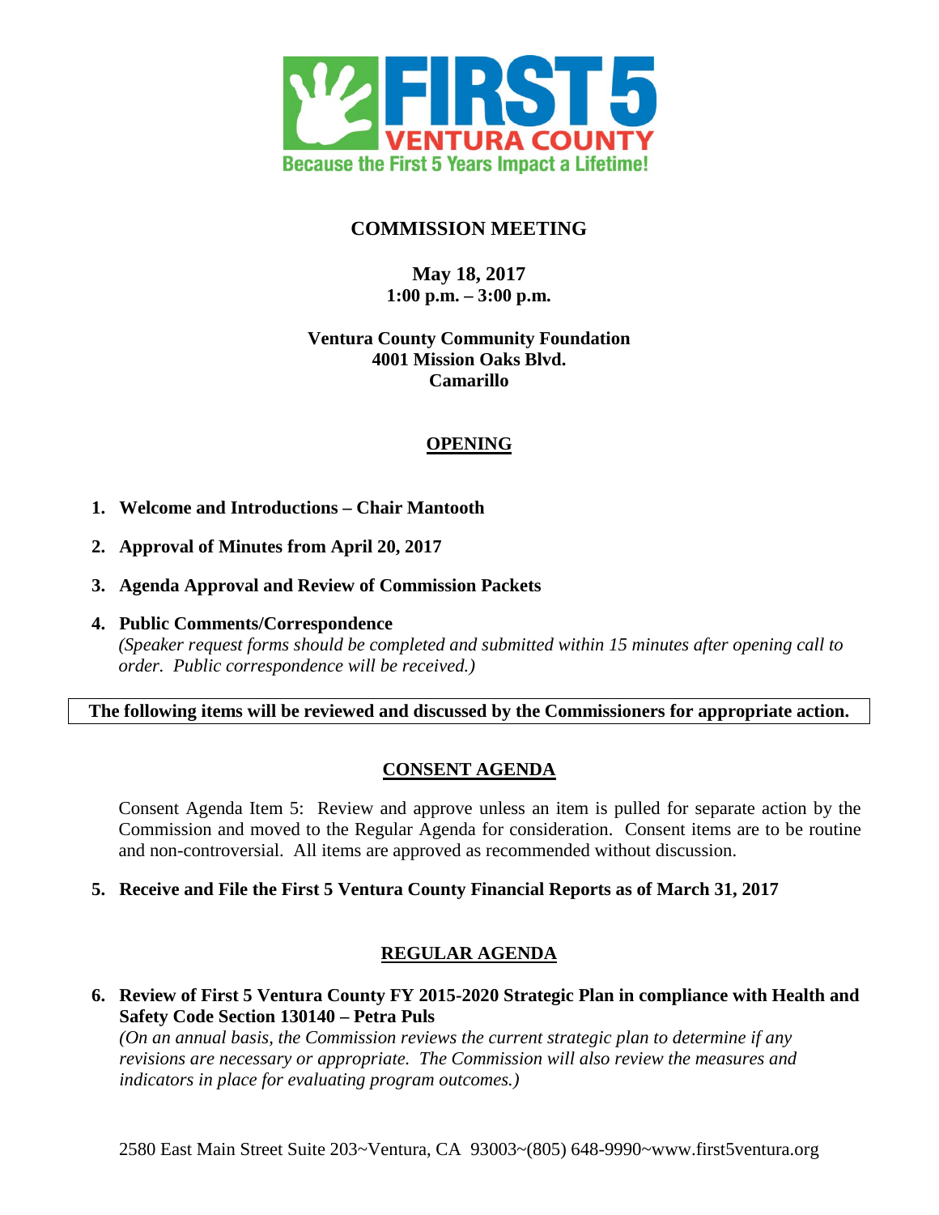FIRST 5
VENTURA COUNTY
Because the First 5 Years Impact a Lifetime!

# COMMISSION MEETING

**May 18, 2017**
**1:00 p.m. – 3:00 p.m.**

**Ventura County Community Foundation**
**4001 Mission Oaks Blvd.**
**Camarillo**

## OPENING

1. **Welcome and Introductions – Chair Mantooth**
2. **Approval of Minutes from April 20, 2017**
3. **Agenda Approval and Review of Commission Packets**
4. **Public Comments/Correspondence**
   *(Speaker request forms should be completed and submitted within 15 minutes after opening call to order. Public correspondence will be received.)*

**The following items will be reviewed and discussed by the Commissioners for appropriate action.**

## CONSENT AGENDA

Consent Agenda Item 5: Review and approve unless an item is pulled for separate action by the Commission and moved to the Regular Agenda for consideration. Consent items are to be routine and non-controversial. All items are approved as recommended without discussion.

5. **Receive and File the First 5 Ventura County Financial Reports as of March 31, 2017**

## REGULAR AGENDA

6. **Review of First 5 Ventura County FY 2015-2020 Strategic Plan in compliance with Health and Safety Code Section 130140 – Petra Puls**
   *(On an annual basis, the Commission reviews the current strategic plan to determine if any revisions are necessary or appropriate. The Commission will also review the measures and indicators in place for evaluating program outcomes.)*

2580 East Main Street Suite 203~Ventura, CA 93003~(805) 648-9990~www.first5ventura.org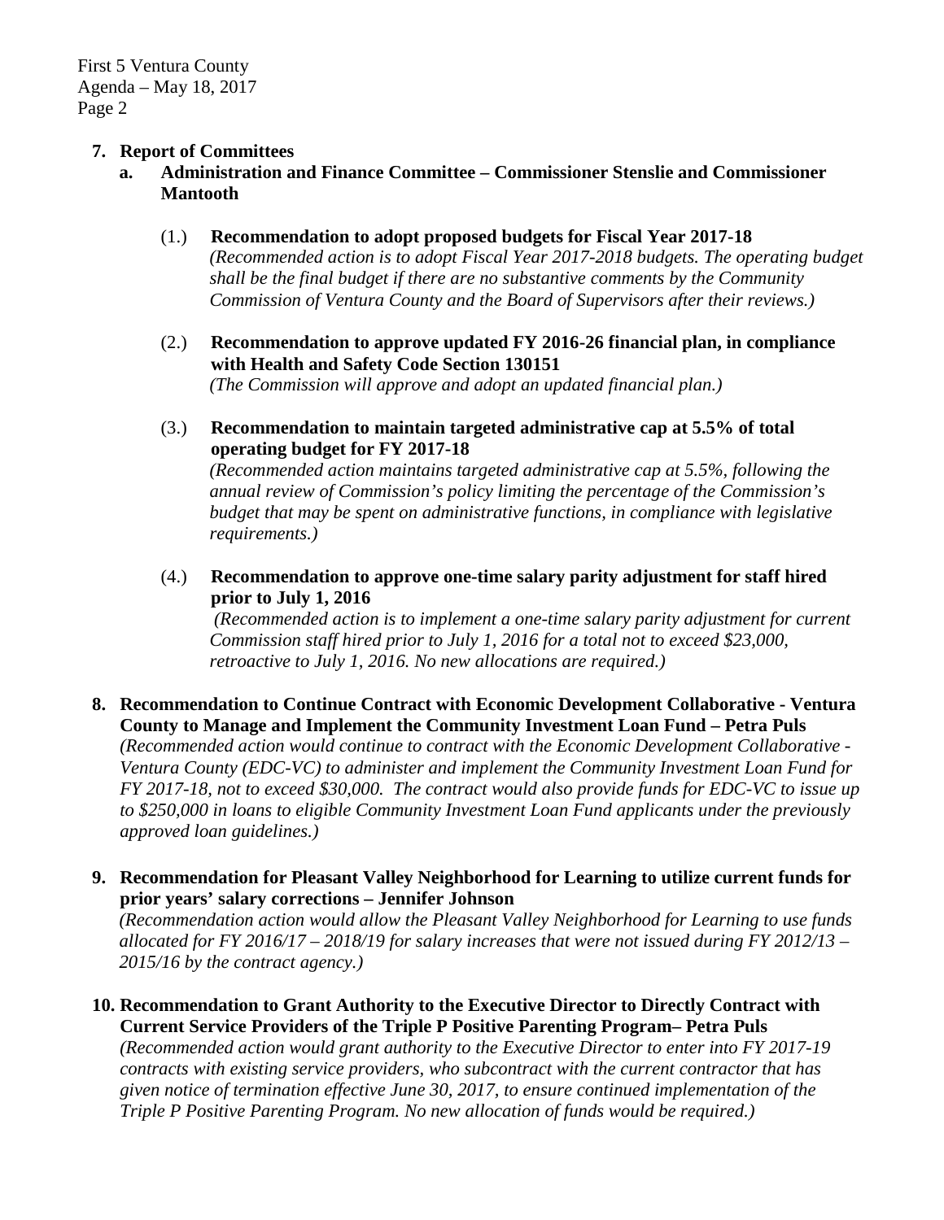7. **Report of Committees**
   a. **Administration and Finance Committee – Commissioner Stenslie and Commissioner Mantooth**

      (1.) **Recommendation to adopt proposed budgets for Fiscal Year 2017-18**
      *(Recommended action is to adopt Fiscal Year 2017-2018 budgets. The operating budget shall be the final budget if there are no substantive comments by the Community Commission of Ventura County and the Board of Supervisors after their reviews.)*

      (2.) **Recommendation to approve updated FY 2016-26 financial plan, in compliance with Health and Safety Code Section 130151**
      *(The Commission will approve and adopt an updated financial plan.)*

      (3.) **Recommendation to maintain targeted administrative cap at 5.5% of total operating budget for FY 2017-18**
      *(Recommended action maintains targeted administrative cap at 5.5%, following the annual review of Commission's policy limiting the percentage of the Commission's budget that may be spent on administrative functions, in compliance with legislative requirements.)*

      (4.) **Recommendation to approve one-time salary parity adjustment for staff hired prior to July 1, 2016**
      *(Recommended action is to implement a one-time salary parity adjustment for current Commission staff hired prior to July 1, 2016 for a total not to exceed $23,000, retroactive to July 1, 2016. No new allocations are required.)*

8. **Recommendation to Continue Contract with Economic Development Collaborative - Ventura County to Manage and Implement the Community Investment Loan Fund – Petra Puls**
   *(Recommended action would continue to contract with the Economic Development Collaborative - Ventura County (EDC-VC) to administer and implement the Community Investment Loan Fund for FY 2017-18, not to exceed $30,000. The contract would also provide funds for EDC-VC to issue up to $250,000 in loans to eligible Community Investment Loan Fund applicants under the previously approved loan guidelines.)*

9. **Recommendation for Pleasant Valley Neighborhood for Learning to utilize current funds for prior years' salary corrections – Jennifer Johnson**
   *(Recommendation action would allow the Pleasant Valley Neighborhood for Learning to use funds allocated for FY 2016/17 – 2018/19 for salary increases that were not issued during FY 2012/13 – 2015/16 by the contract agency.)*

10. **Recommendation to Grant Authority to the Executive Director to Directly Contract with Current Service Providers of the Triple P Positive Parenting Program– Petra Puls**
    *(Recommended action would grant authority to the Executive Director to enter into FY 2017-19 contracts with existing service providers, who subcontract with the current contractor that has given notice of termination effective June 30, 2017, to ensure continued implementation of the Triple P Positive Parenting Program. No new allocation of funds would be required.)*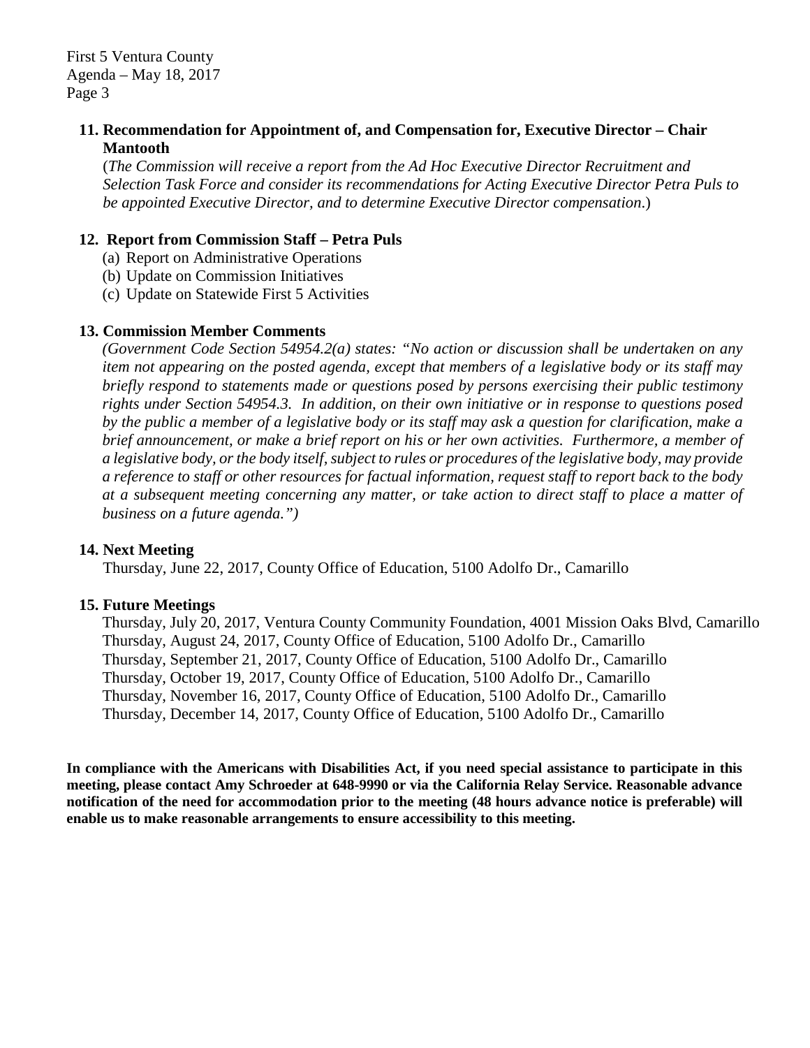**11. Recommendation for Appointment of, and Compensation for, Executive Director – Chair Mantooth**

(*The Commission will receive a report from the Ad Hoc Executive Director Recruitment and Selection Task Force and consider its recommendations for Acting Executive Director Petra Puls to be appointed Executive Director, and to determine Executive Director compensation.*)

**12. Report from Commission Staff – Petra Puls**

(a) Report on Administrative Operations
(b) Update on Commission Initiatives
(c) Update on Statewide First 5 Activities

**13. Commission Member Comments**

*(Government Code Section 54954.2(a) states: "No action or discussion shall be undertaken on any item not appearing on the posted agenda, except that members of a legislative body or its staff may briefly respond to statements made or questions posed by persons exercising their public testimony rights under Section 54954.3. In addition, on their own initiative or in response to questions posed by the public a member of a legislative body or its staff may ask a question for clarification, make a brief announcement, or make a brief report on his or her own activities. Furthermore, a member of a legislative body, or the body itself, subject to rules or procedures of the legislative body, may provide a reference to staff or other resources for factual information, request staff to report back to the body at a subsequent meeting concerning any matter, or take action to direct staff to place a matter of business on a future agenda.")*

**14. Next Meeting**

Thursday, June 22, 2017, County Office of Education, 5100 Adolfo Dr., Camarillo

**15. Future Meetings**

Thursday, July 20, 2017, Ventura County Community Foundation, 4001 Mission Oaks Blvd, Camarillo
Thursday, August 24, 2017, County Office of Education, 5100 Adolfo Dr., Camarillo
Thursday, September 21, 2017, County Office of Education, 5100 Adolfo Dr., Camarillo
Thursday, October 19, 2017, County Office of Education, 5100 Adolfo Dr., Camarillo
Thursday, November 16, 2017, County Office of Education, 5100 Adolfo Dr., Camarillo
Thursday, December 14, 2017, County Office of Education, 5100 Adolfo Dr., Camarillo

**In compliance with the Americans with Disabilities Act, if you need special assistance to participate in this meeting, please contact Amy Schroeder at 648-9990 or via the California Relay Service. Reasonable advance notification of the need for accommodation prior to the meeting (48 hours advance notice is preferable) will enable us to make reasonable arrangements to ensure accessibility to this meeting.**